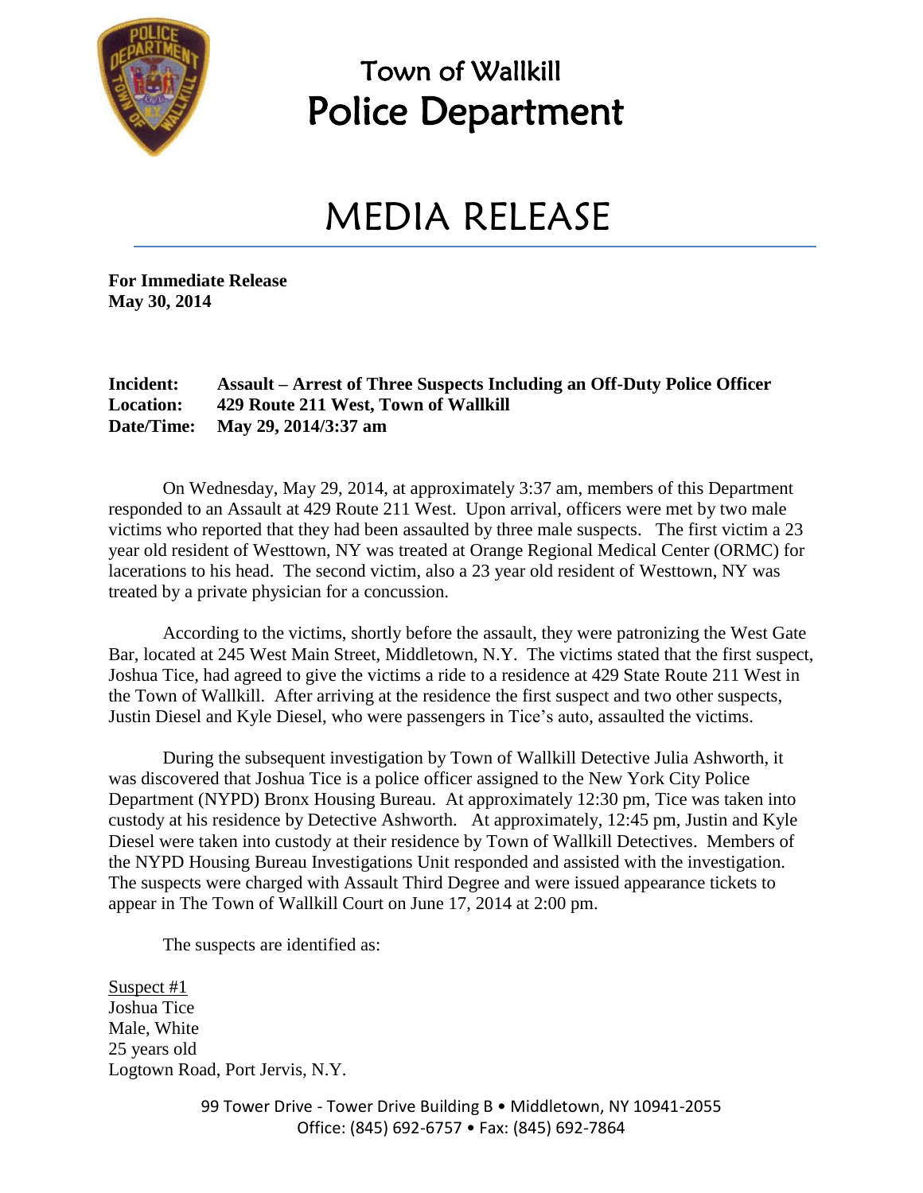# Town of Wallkill
# Police Department

# MEDIA RELEASE

**For Immediate Release**
**May 30, 2014**

**Incident:** **Assault – Arrest of Three Suspects Including an Off-Duty Police Officer**
**Location:** **429 Route 211 West, Town of Wallkill**
**Date/Time:** **May 29, 2014/3:37 am**

On Wednesday, May 29, 2014, at approximately 3:37 am, members of this Department responded to an Assault at 429 Route 211 West. Upon arrival, officers were met by two male victims who reported that they had been assaulted by three male suspects. The first victim a 23 year old resident of Westtown, NY was treated at Orange Regional Medical Center (ORMC) for lacerations to his head. The second victim, also a 23 year old resident of Westtown, NY was treated by a private physician for a concussion.

According to the victims, shortly before the assault, they were patronizing the West Gate Bar, located at 245 West Main Street, Middletown, N.Y. The victims stated that the first suspect, Joshua Tice, had agreed to give the victims a ride to a residence at 429 State Route 211 West in the Town of Wallkill. After arriving at the residence the first suspect and two other suspects, Justin Diesel and Kyle Diesel, who were passengers in Tice's auto, assaulted the victims.

During the subsequent investigation by Town of Wallkill Detective Julia Ashworth, it was discovered that Joshua Tice is a police officer assigned to the New York City Police Department (NYPD) Bronx Housing Bureau. At approximately 12:30 pm, Tice was taken into custody at his residence by Detective Ashworth. At approximately, 12:45 pm, Justin and Kyle Diesel were taken into custody at their residence by Town of Wallkill Detectives. Members of the NYPD Housing Bureau Investigations Unit responded and assisted with the investigation. The suspects were charged with Assault Third Degree and were issued appearance tickets to appear in The Town of Wallkill Court on June 17, 2014 at 2:00 pm.

The suspects are identified as:

Suspect #1
Joshua Tice
Male, White
25 years old
Logtown Road, Port Jervis, N.Y.

99 Tower Drive - Tower Drive Building B • Middletown, NY 10941-2055
Office: (845) 692-6757 • Fax: (845) 692-7864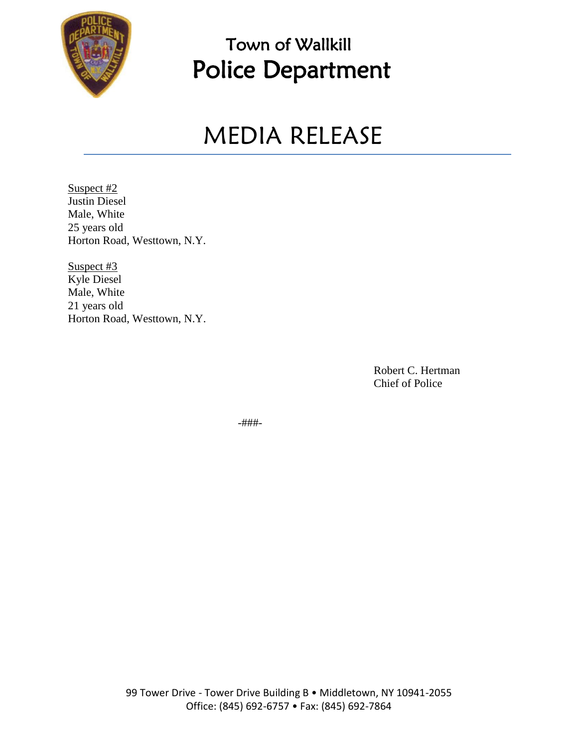# Town of Wallkill
# Police Department

## MEDIA RELEASE

---

Suspect #2
Justin Diesel
Male, White
25 years old
Horton Road, Westtown, N.Y.

Suspect #3
Kyle Diesel
Male, White
21 years old
Horton Road, Westtown, N.Y.

Robert C. Hertman
Chief of Police

-###-

99 Tower Drive - Tower Drive Building B • Middletown, NY 10941-2055
Office: (845) 692-6757 • Fax: (845) 692-7864